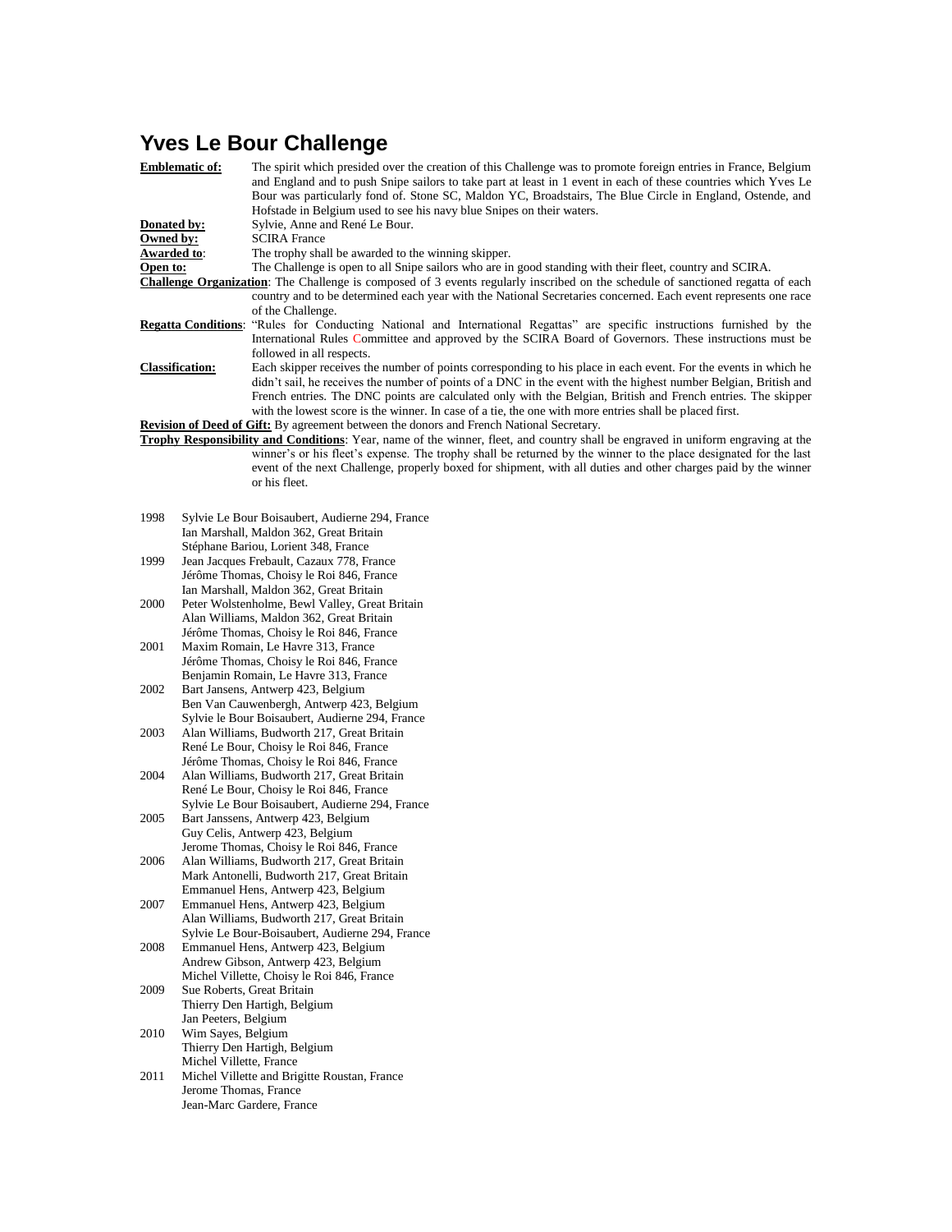# Yves Le Bour Challenge

**Emblematic of:** The spirit which presided over the creation of this Challenge was to promote foreign entries in France, Belgium and England and to push Snipe sailors to take part at least in 1 event in each of these countries which Yves Le Bour was particularly fond of. Stone SC, Maldon YC, Broadstairs, The Blue Circle in England, Ostende, and Hofstade in Belgium used to see his navy blue Snipes on their waters.

**Donated by:** Sylvie, Anne and René Le Bour.

**Owned by:** SCIRA France

**Awarded to:** The trophy shall be awarded to the winning skipper.

**Open to:** The Challenge is open to all Snipe sailors who are in good standing with their fleet, country and SCIRA.

**Challenge Organization:** The Challenge is composed of 3 events regularly inscribed on the schedule of sanctioned regatta of each country and to be determined each year with the National Secretaries concerned. Each event represents one race of the Challenge.

**Regatta Conditions:** "Rules for Conducting National and International Regattas" are specific instructions furnished by the International Rules Committee and approved by the SCIRA Board of Governors. These instructions must be followed in all respects.

**Classification:** Each skipper receives the number of points corresponding to his place in each event. For the events in which he didn't sail, he receives the number of points of a DNC in the event with the highest number Belgian, British and French entries. The DNC points are calculated only with the Belgian, British and French entries. The skipper with the lowest score is the winner. In case of a tie, the one with more entries shall be placed first.

**Revision of Deed of Gift:** By agreement between the donors and French National Secretary.

**Trophy Responsibility and Conditions:** Year, name of the winner, fleet, and country shall be engraved in uniform engraving at the winner's or his fleet's expense. The trophy shall be returned by the winner to the place designated for the last event of the next Challenge, properly boxed for shipment, with all duties and other charges paid by the winner or his fleet.

1998 Sylvie Le Bour Boisaubert, Audierne 294, France
Ian Marshall, Maldon 362, Great Britain
Stéphane Bariou, Lorient 348, France

1999 Jean Jacques Frebault, Cazaux 778, France
Jérôme Thomas, Choisy le Roi 846, France
Ian Marshall, Maldon 362, Great Britain

2000 Peter Wolstenholme, Bewl Valley, Great Britain
Alan Williams, Maldon 362, Great Britain
Jérôme Thomas, Choisy le Roi 846, France

2001 Maxim Romain, Le Havre 313, France
Jérôme Thomas, Choisy le Roi 846, France
Benjamin Romain, Le Havre 313, France

2002 Bart Jansens, Antwerp 423, Belgium
Ben Van Cauwenbergh, Antwerp 423, Belgium
Sylvie le Bour Boisaubert, Audierne 294, France

2003 Alan Williams, Budworth 217, Great Britain
René Le Bour, Choisy le Roi 846, France
Jérôme Thomas, Choisy le Roi 846, France

2004 Alan Williams, Budworth 217, Great Britain
René Le Bour, Choisy le Roi 846, France
Sylvie Le Bour Boisaubert, Audierne 294, France

2005 Bart Janssens, Antwerp 423, Belgium
Guy Celis, Antwerp 423, Belgium
Jerome Thomas, Choisy le Roi 846, France

2006 Alan Williams, Budworth 217, Great Britain
Mark Antonelli, Budworth 217, Great Britain
Emmanuel Hens, Antwerp 423, Belgium

2007 Emmanuel Hens, Antwerp 423, Belgium
Alan Williams, Budworth 217, Great Britain
Sylvie Le Bour-Boisaubert, Audierne 294, France

2008 Emmanuel Hens, Antwerp 423, Belgium
Andrew Gibson, Antwerp 423, Belgium
Michel Villette, Choisy le Roi 846, France

2009 Sue Roberts, Great Britain
Thierry Den Hartigh, Belgium
Jan Peeters, Belgium

2010 Wim Sayes, Belgium
Thierry Den Hartigh, Belgium
Michel Villette, France

2011 Michel Villette and Brigitte Roustan, France
Jerome Thomas, France
Jean-Marc Gardere, France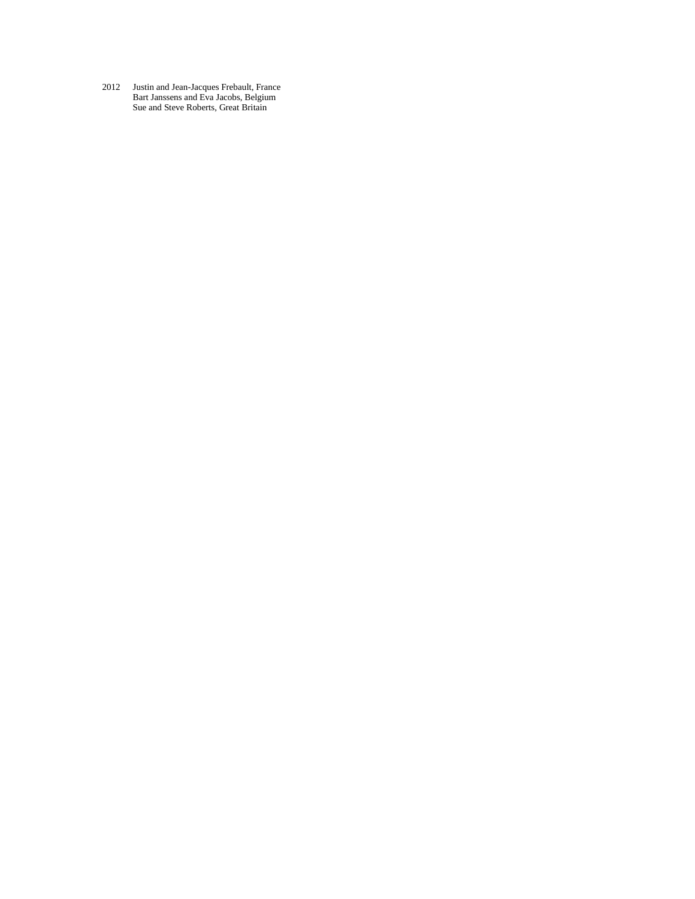2012 Justin and Jean-Jacques Frebault, France
Bart Janssens and Eva Jacobs, Belgium
Sue and Steve Roberts, Great Britain